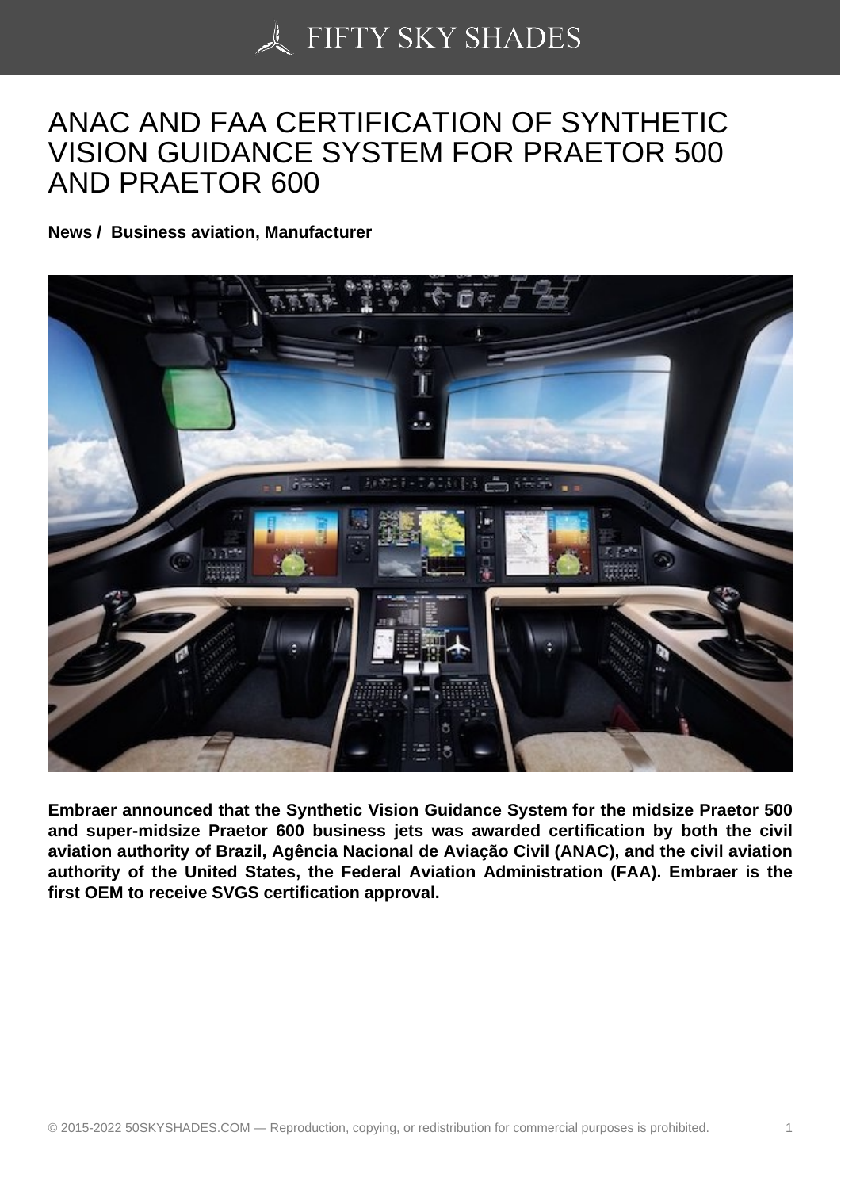# ANAC AND FAA CERTIFICATION OF SYNTHETIC VISION GUIDANCE SYSTEM FOR PRAETOR 500 AND PRAETOR 600

**News / Business aviation, Manufacturer**

**Embraer announced that the Synthetic Vision Guidance System for the midsize Praetor 500 and super-midsize Praetor 600 business jets was awarded certification by both the civil aviation authority of Brazil, Agência Nacional de Aviação Civil (ANAC), and the civil aviation authority of the United States, the Federal Aviation Administration (FAA). Embraer is the first OEM to receive SVGS certification approval.**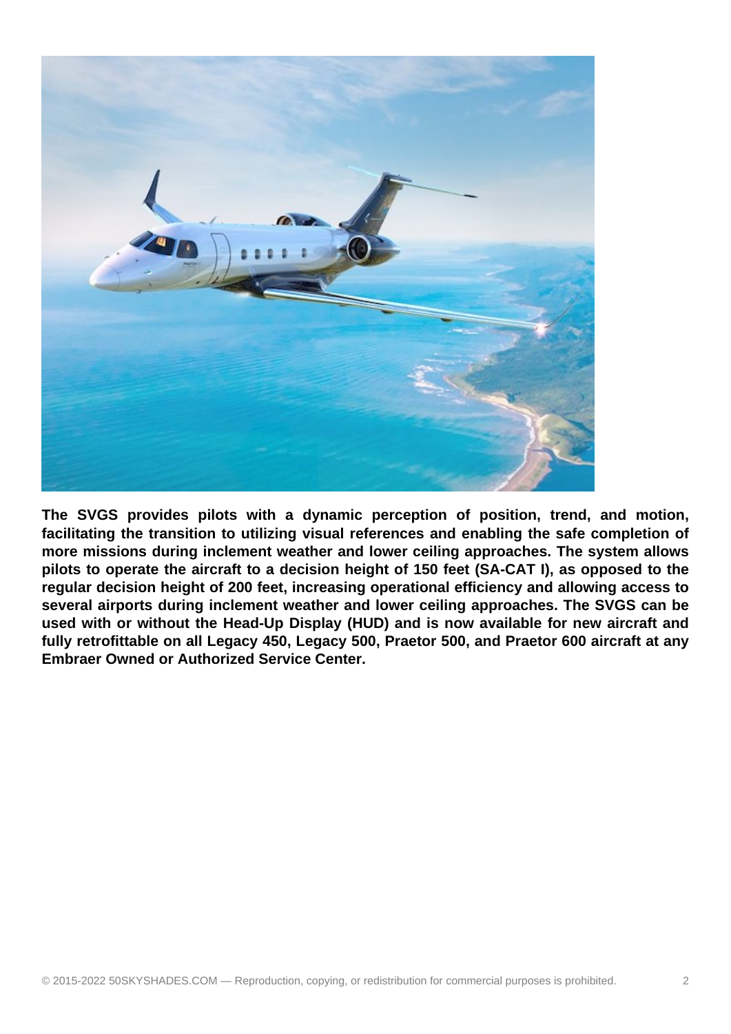**The SVGS provides pilots with a dynamic perception of position, trend, and motion, facilitating the transition to utilizing visual references and enabling the safe completion of more missions during inclement weather and lower ceiling approaches. The system allows pilots to operate the aircraft to a decision height of 150 feet (SA-CAT I), as opposed to the regular decision height of 200 feet, increasing operational efficiency and allowing access to several airports during inclement weather and lower ceiling approaches. The SVGS can be used with or without the Head-Up Display (HUD) and is now available for new aircraft and fully retrofittable on all Legacy 450, Legacy 500, Praetor 500, and Praetor 600 aircraft at any Embraer Owned or Authorized Service Center.**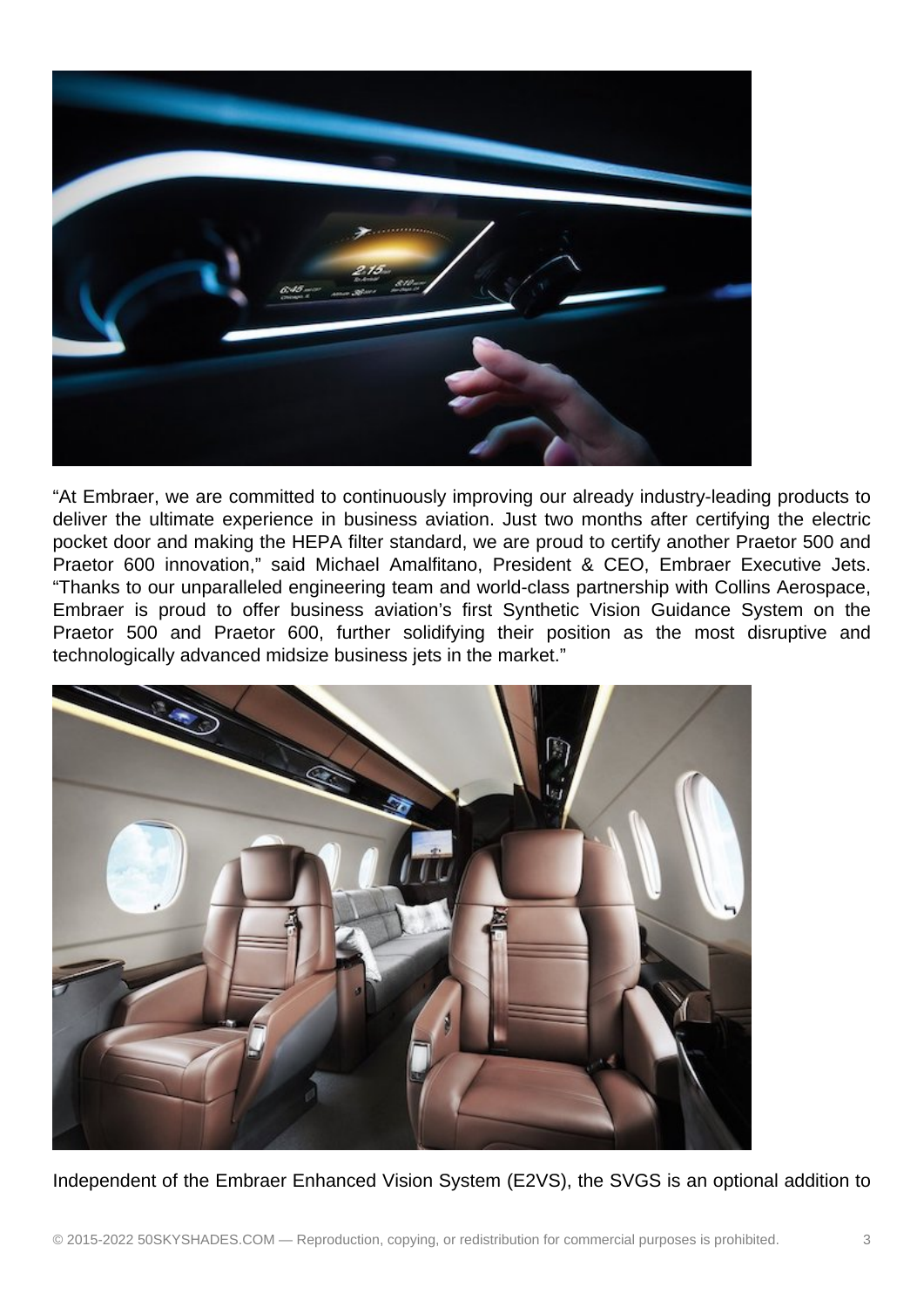“At Embraer, we are committed to continuously improving our already industry-leading products to deliver the ultimate experience in business aviation. Just two months after certifying the electric pocket door and making the HEPA filter standard, we are proud to certify another Praetor 500 and Praetor 600 innovation,” said Michael Amalfitano, President & CEO, Embraer Executive Jets. “Thanks to our unparalleled engineering team and world-class partnership with Collins Aerospace, Embraer is proud to offer business aviation’s first Synthetic Vision Guidance System on the Praetor 500 and Praetor 600, further solidifying their position as the most disruptive and technologically advanced midsize business jets in the market.”

Independent of the Embraer Enhanced Vision System (E2VS), the SVGS is an optional addition to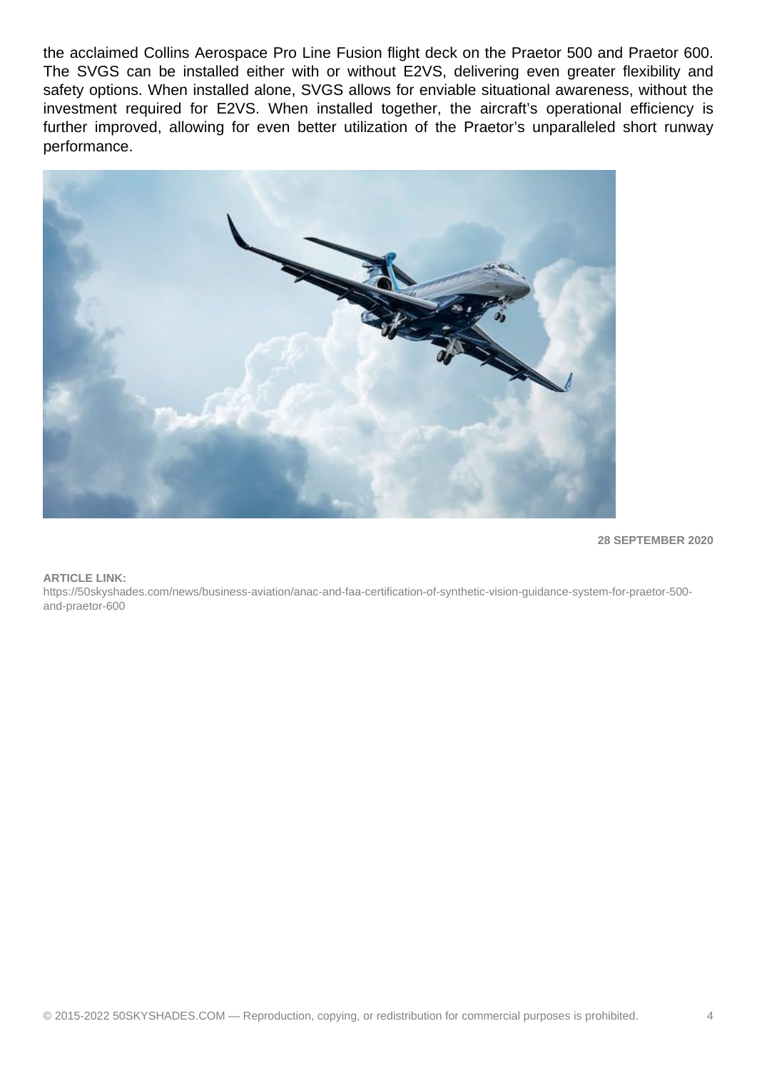the acclaimed Collins Aerospace Pro Line Fusion flight deck on the Praetor 500 and Praetor 600. The SVGS can be installed either with or without E2VS, delivering even greater flexibility and safety options. When installed alone, SVGS allows for enviable situational awareness, without the investment required for E2VS. When installed together, the aircraft's operational efficiency is further improved, allowing for even better utilization of the Praetor's unparalleled short runway performance.

**28 SEPTEMBER 2020**

**ARTICLE LINK:**
https://50skyshades.com/news/business-aviation/anac-and-faa-certification-of-synthetic-vision-guidance-system-for-praetor-500-and-praetor-600